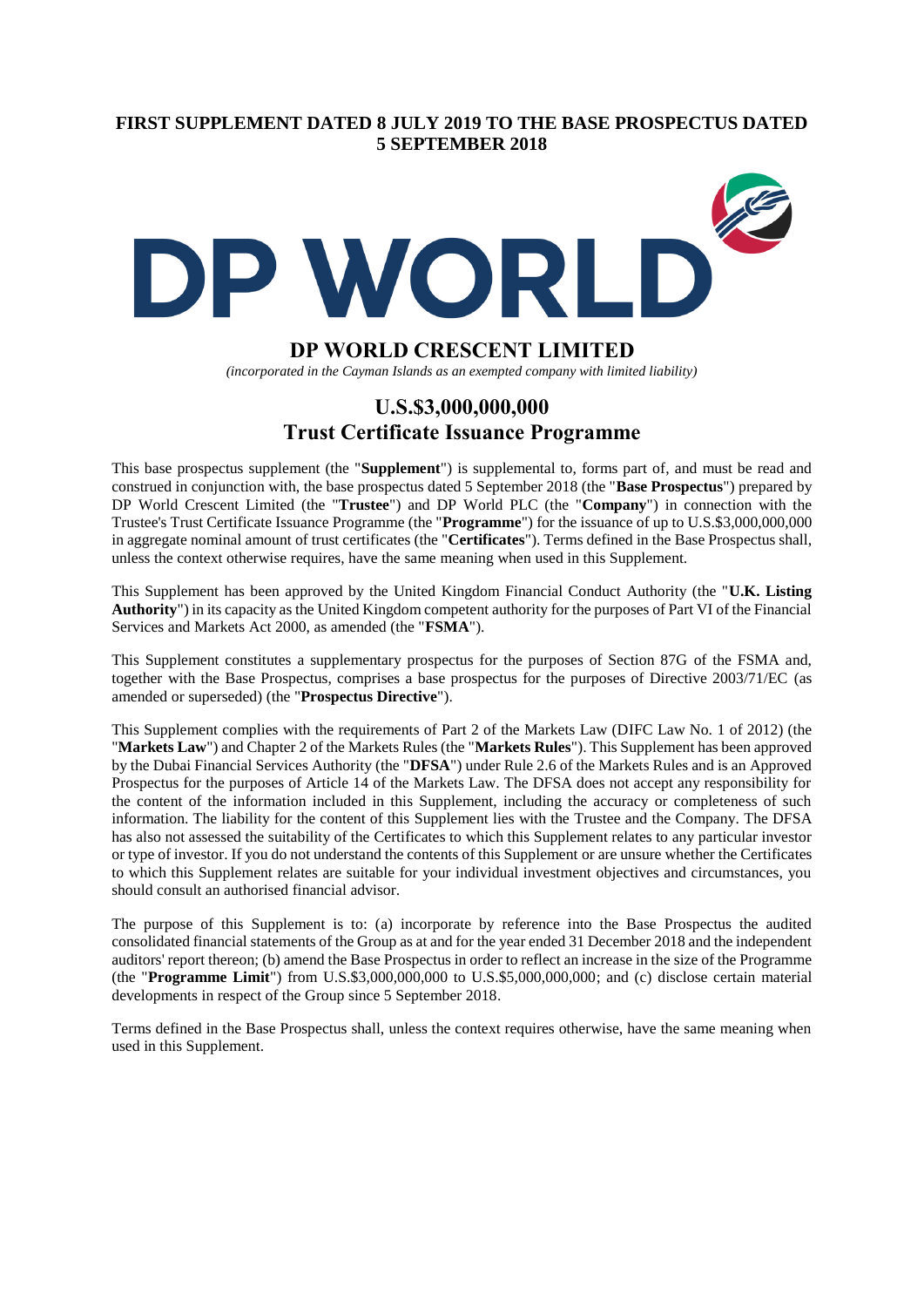**FIRST SUPPLEMENT DATED 8 JULY 2019 TO THE BASE PROSPECTUS DATED 5 SEPTEMBER 2018**

DP WORLD

# DP WORLD CRESCENT LIMITED

*(incorporated in the Cayman Islands as an exempted company with limited liability)*

## U.S.$3,000,000,000
## Trust Certificate Issuance Programme

This base prospectus supplement (the "**Supplement**") is supplemental to, forms part of, and must be read and construed in conjunction with, the base prospectus dated 5 September 2018 (the "**Base Prospectus**") prepared by DP World Crescent Limited (the "**Trustee**") and DP World PLC (the "**Company**") in connection with the Trustee's Trust Certificate Issuance Programme (the "**Programme**") for the issuance of up to U.S.$3,000,000,000 in aggregate nominal amount of trust certificates (the "**Certificates**"). Terms defined in the Base Prospectus shall, unless the context otherwise requires, have the same meaning when used in this Supplement.

This Supplement has been approved by the United Kingdom Financial Conduct Authority (the "**U.K. Listing Authority**") in its capacity as the United Kingdom competent authority for the purposes of Part VI of the Financial Services and Markets Act 2000, as amended (the "**FSMA**").

This Supplement constitutes a supplementary prospectus for the purposes of Section 87G of the FSMA and, together with the Base Prospectus, comprises a base prospectus for the purposes of Directive 2003/71/EC (as amended or superseded) (the "**Prospectus Directive**").

This Supplement complies with the requirements of Part 2 of the Markets Law (DIFC Law No. 1 of 2012) (the "**Markets Law**") and Chapter 2 of the Markets Rules (the "**Markets Rules**"). This Supplement has been approved by the Dubai Financial Services Authority (the "**DFSA**") under Rule 2.6 of the Markets Rules and is an Approved Prospectus for the purposes of Article 14 of the Markets Law. The DFSA does not accept any responsibility for the content of the information included in this Supplement, including the accuracy or completeness of such information. The liability for the content of this Supplement lies with the Trustee and the Company. The DFSA has also not assessed the suitability of the Certificates to which this Supplement relates to any particular investor or type of investor. If you do not understand the contents of this Supplement or are unsure whether the Certificates to which this Supplement relates are suitable for your individual investment objectives and circumstances, you should consult an authorised financial advisor.

The purpose of this Supplement is to: (a) incorporate by reference into the Base Prospectus the audited consolidated financial statements of the Group as at and for the year ended 31 December 2018 and the independent auditors' report thereon; (b) amend the Base Prospectus in order to reflect an increase in the size of the Programme (the "**Programme Limit**") from U.S.$3,000,000,000 to U.S.$5,000,000,000; and (c) disclose certain material developments in respect of the Group since 5 September 2018.

Terms defined in the Base Prospectus shall, unless the context requires otherwise, have the same meaning when used in this Supplement.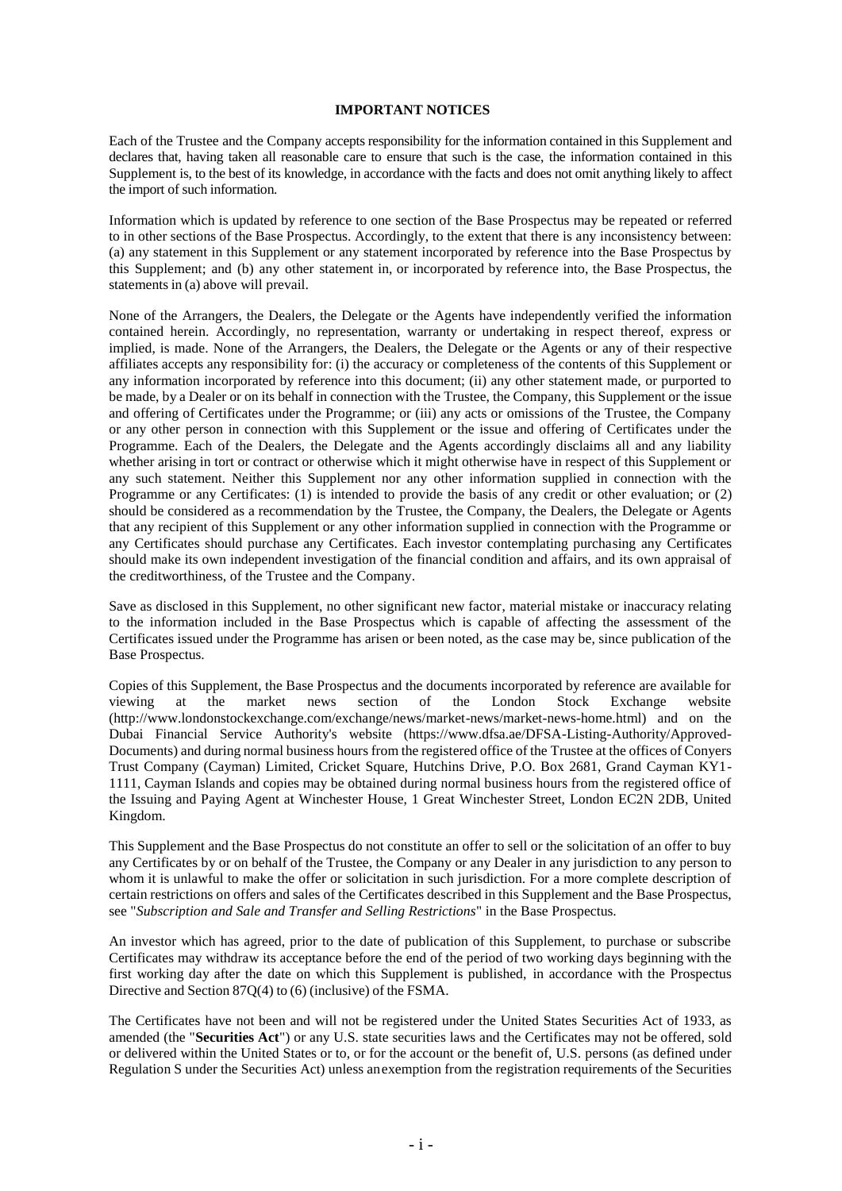# IMPORTANT NOTICES

Each of the Trustee and the Company accepts responsibility for the information contained in this Supplement and declares that, having taken all reasonable care to ensure that such is the case, the information contained in this Supplement is, to the best of its knowledge, in accordance with the facts and does not omit anything likely to affect the import of such information.

Information which is updated by reference to one section of the Base Prospectus may be repeated or referred to in other sections of the Base Prospectus. Accordingly, to the extent that there is any inconsistency between: (a) any statement in this Supplement or any statement incorporated by reference into the Base Prospectus by this Supplement; and (b) any other statement in, or incorporated by reference into, the Base Prospectus, the statements in (a) above will prevail.

None of the Arrangers, the Dealers, the Delegate or the Agents have independently verified the information contained herein. Accordingly, no representation, warranty or undertaking in respect thereof, express or implied, is made. None of the Arrangers, the Dealers, the Delegate or the Agents or any of their respective affiliates accepts any responsibility for: (i) the accuracy or completeness of the contents of this Supplement or any information incorporated by reference into this document; (ii) any other statement made, or purported to be made, by a Dealer or on its behalf in connection with the Trustee, the Company, this Supplement or the issue and offering of Certificates under the Programme; or (iii) any acts or omissions of the Trustee, the Company or any other person in connection with this Supplement or the issue and offering of Certificates under the Programme. Each of the Dealers, the Delegate and the Agents accordingly disclaims all and any liability whether arising in tort or contract or otherwise which it might otherwise have in respect of this Supplement or any such statement. Neither this Supplement nor any other information supplied in connection with the Programme or any Certificates: (1) is intended to provide the basis of any credit or other evaluation; or (2) should be considered as a recommendation by the Trustee, the Company, the Dealers, the Delegate or Agents that any recipient of this Supplement or any other information supplied in connection with the Programme or any Certificates should purchase any Certificates. Each investor contemplating purchasing any Certificates should make its own independent investigation of the financial condition and affairs, and its own appraisal of the creditworthiness, of the Trustee and the Company.

Save as disclosed in this Supplement, no other significant new factor, material mistake or inaccuracy relating to the information included in the Base Prospectus which is capable of affecting the assessment of the Certificates issued under the Programme has arisen or been noted, as the case may be, since publication of the Base Prospectus.

Copies of this Supplement, the Base Prospectus and the documents incorporated by reference are available for viewing at the market news section of the London Stock Exchange website (http://www.londonstockexchange.com/exchange/news/market-news/market-news-home.html) and on the Dubai Financial Service Authority's website (https://www.dfsa.ae/DFSA-Listing-Authority/Approved-Documents) and during normal business hours from the registered office of the Trustee at the offices of Conyers Trust Company (Cayman) Limited, Cricket Square, Hutchins Drive, P.O. Box 2681, Grand Cayman KY1-1111, Cayman Islands and copies may be obtained during normal business hours from the registered office of the Issuing and Paying Agent at Winchester House, 1 Great Winchester Street, London EC2N 2DB, United Kingdom.

This Supplement and the Base Prospectus do not constitute an offer to sell or the solicitation of an offer to buy any Certificates by or on behalf of the Trustee, the Company or any Dealer in any jurisdiction to any person to whom it is unlawful to make the offer or solicitation in such jurisdiction. For a more complete description of certain restrictions on offers and sales of the Certificates described in this Supplement and the Base Prospectus, see "*Subscription and Sale and Transfer and Selling Restrictions*" in the Base Prospectus.

An investor which has agreed, prior to the date of publication of this Supplement, to purchase or subscribe Certificates may withdraw its acceptance before the end of the period of two working days beginning with the first working day after the date on which this Supplement is published, in accordance with the Prospectus Directive and Section 87Q(4) to (6) (inclusive) of the FSMA.

The Certificates have not been and will not be registered under the United States Securities Act of 1933, as amended (the "**Securities Act**") or any U.S. state securities laws and the Certificates may not be offered, sold or delivered within the United States or to, or for the account or the benefit of, U.S. persons (as defined under Regulation S under the Securities Act) unless an exemption from the registration requirements of the Securities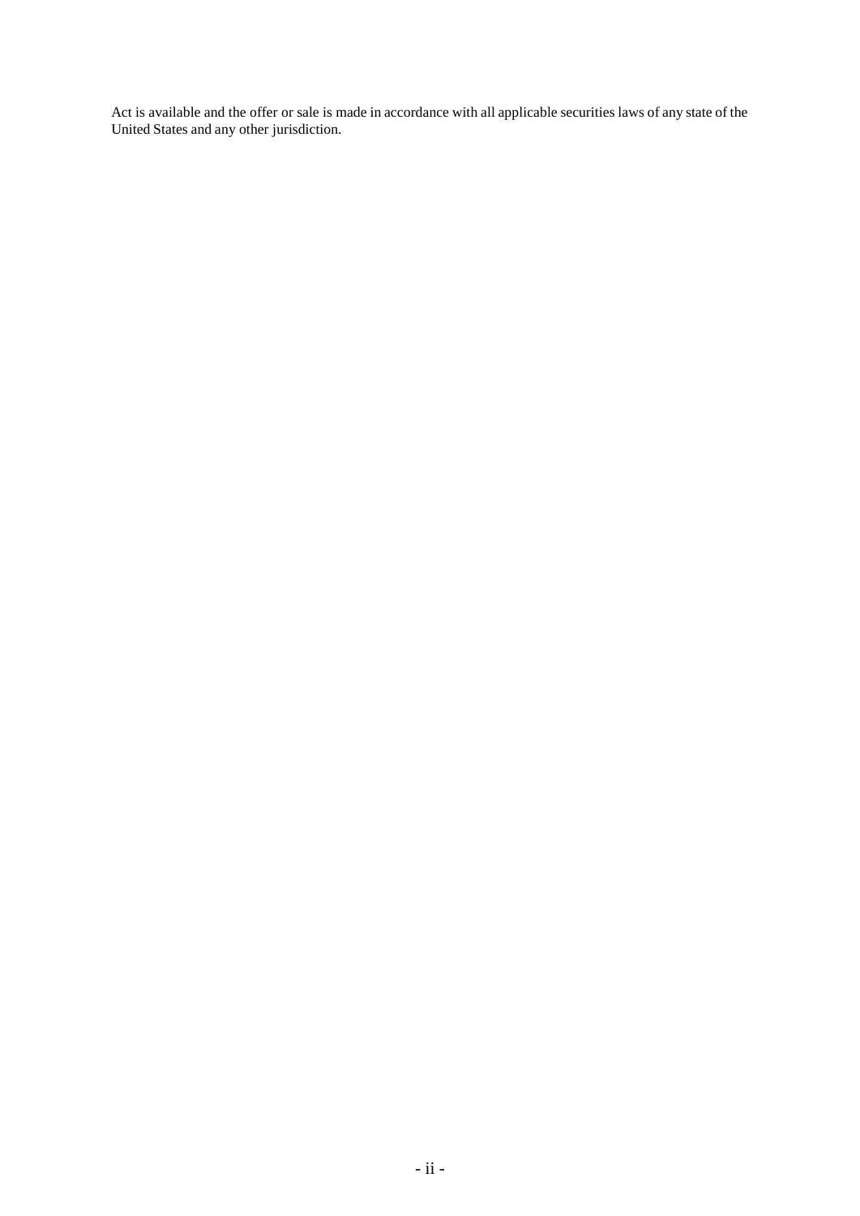Act is available and the offer or sale is made in accordance with all applicable securities laws of any state of the United States and any other jurisdiction.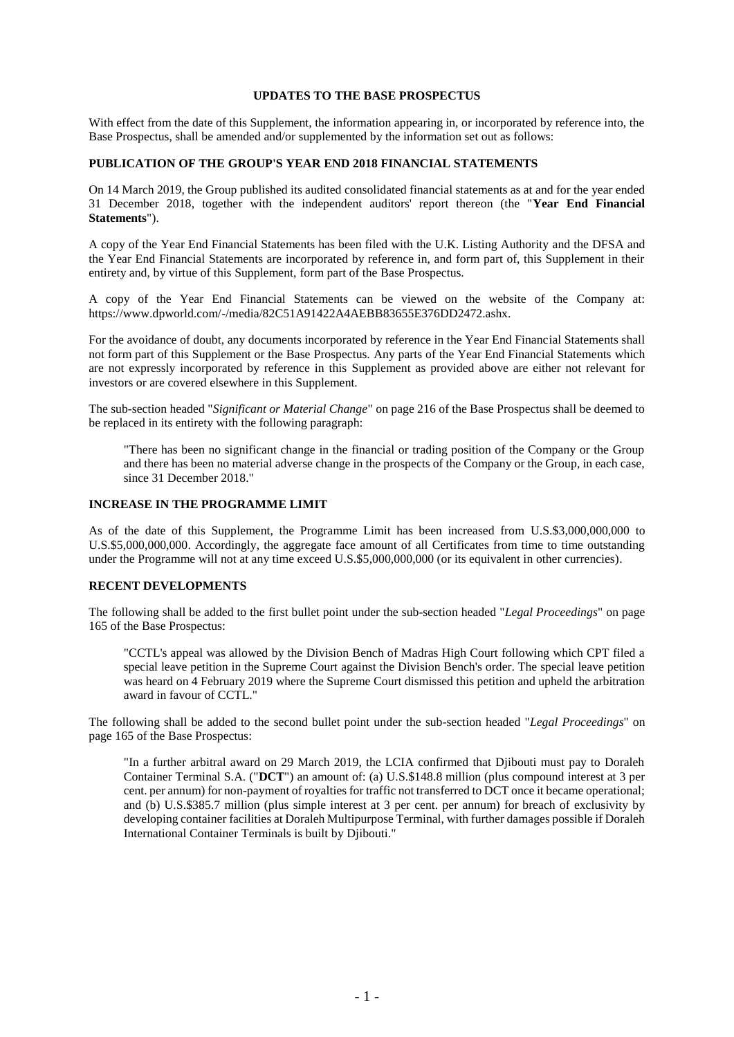## UPDATES TO THE BASE PROSPECTUS

With effect from the date of this Supplement, the information appearing in, or incorporated by reference into, the Base Prospectus, shall be amended and/or supplemented by the information set out as follows:

### PUBLICATION OF THE GROUP'S YEAR END 2018 FINANCIAL STATEMENTS

On 14 March 2019, the Group published its audited consolidated financial statements as at and for the year ended 31 December 2018, together with the independent auditors' report thereon (the "**Year End Financial Statements**").

A copy of the Year End Financial Statements has been filed with the U.K. Listing Authority and the DFSA and the Year End Financial Statements are incorporated by reference in, and form part of, this Supplement in their entirety and, by virtue of this Supplement, form part of the Base Prospectus.

A copy of the Year End Financial Statements can be viewed on the website of the Company at: https://www.dpworld.com/-/media/82C51A91422A4AEBB83655E376DD2472.ashx.

For the avoidance of doubt, any documents incorporated by reference in the Year End Financial Statements shall not form part of this Supplement or the Base Prospectus. Any parts of the Year End Financial Statements which are not expressly incorporated by reference in this Supplement as provided above are either not relevant for investors or are covered elsewhere in this Supplement.

The sub-section headed "*Significant or Material Change*" on page 216 of the Base Prospectus shall be deemed to be replaced in its entirety with the following paragraph:

> "There has been no significant change in the financial or trading position of the Company or the Group and there has been no material adverse change in the prospects of the Company or the Group, in each case, since 31 December 2018."

### INCREASE IN THE PROGRAMME LIMIT

As of the date of this Supplement, the Programme Limit has been increased from U.S.$3,000,000,000 to U.S.$5,000,000,000. Accordingly, the aggregate face amount of all Certificates from time to time outstanding under the Programme will not at any time exceed U.S.$5,000,000,000 (or its equivalent in other currencies).

### RECENT DEVELOPMENTS

The following shall be added to the first bullet point under the sub-section headed "*Legal Proceedings*" on page 165 of the Base Prospectus:

> "CCTL's appeal was allowed by the Division Bench of Madras High Court following which CPT filed a special leave petition in the Supreme Court against the Division Bench's order. The special leave petition was heard on 4 February 2019 where the Supreme Court dismissed this petition and upheld the arbitration award in favour of CCTL."

The following shall be added to the second bullet point under the sub-section headed "*Legal Proceedings*" on page 165 of the Base Prospectus:

> "In a further arbitral award on 29 March 2019, the LCIA confirmed that Djibouti must pay to Doraleh Container Terminal S.A. ("**DCT**") an amount of: (a) U.S.$148.8 million (plus compound interest at 3 per cent. per annum) for non-payment of royalties for traffic not transferred to DCT once it became operational; and (b) U.S.$385.7 million (plus simple interest at 3 per cent. per annum) for breach of exclusivity by developing container facilities at Doraleh Multipurpose Terminal, with further damages possible if Doraleh International Container Terminals is built by Djibouti."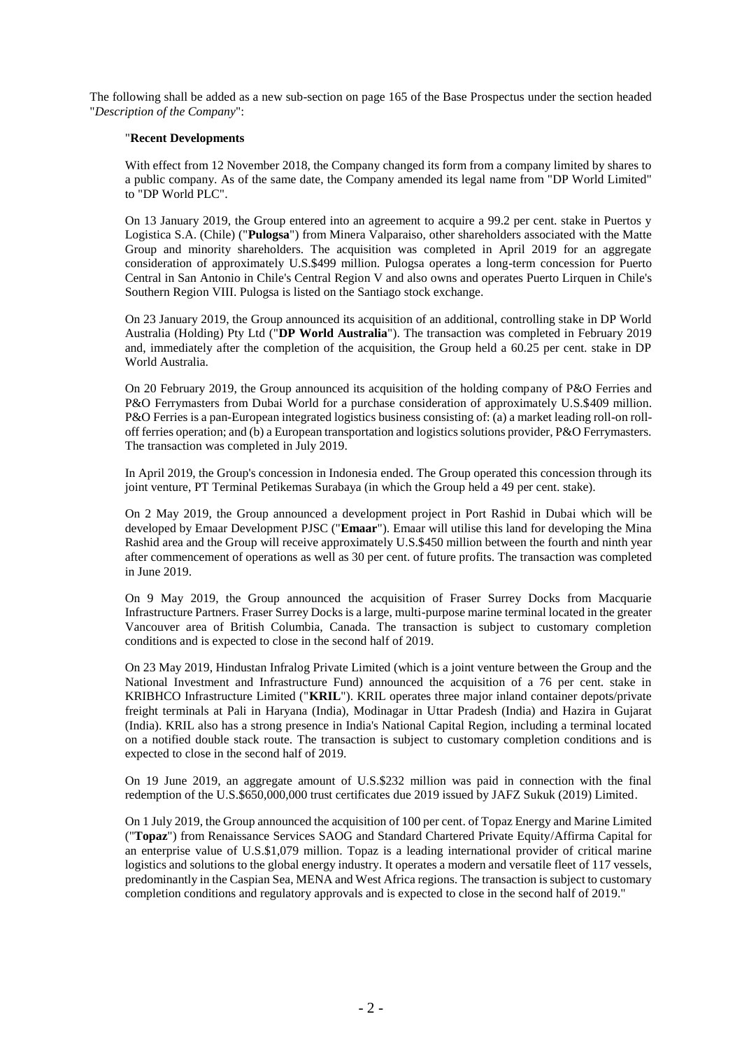The following shall be added as a new sub-section on page 165 of the Base Prospectus under the section headed "*Description of the Company*":

"**Recent Developments**

With effect from 12 November 2018, the Company changed its form from a company limited by shares to a public company. As of the same date, the Company amended its legal name from "DP World Limited" to "DP World PLC".

On 13 January 2019, the Group entered into an agreement to acquire a 99.2 per cent. stake in Puertos y Logistica S.A. (Chile) ("**Pulogsa**") from Minera Valparaiso, other shareholders associated with the Matte Group and minority shareholders. The acquisition was completed in April 2019 for an aggregate consideration of approximately U.S.$499 million. Pulogsa operates a long-term concession for Puerto Central in San Antonio in Chile's Central Region V and also owns and operates Puerto Lirquen in Chile's Southern Region VIII. Pulogsa is listed on the Santiago stock exchange.

On 23 January 2019, the Group announced its acquisition of an additional, controlling stake in DP World Australia (Holding) Pty Ltd ("**DP World Australia**"). The transaction was completed in February 2019 and, immediately after the completion of the acquisition, the Group held a 60.25 per cent. stake in DP World Australia.

On 20 February 2019, the Group announced its acquisition of the holding company of P&O Ferries and P&O Ferrymasters from Dubai World for a purchase consideration of approximately U.S.$409 million. P&O Ferries is a pan-European integrated logistics business consisting of: (a) a market leading roll-on roll-off ferries operation; and (b) a European transportation and logistics solutions provider, P&O Ferrymasters. The transaction was completed in July 2019.

In April 2019, the Group's concession in Indonesia ended. The Group operated this concession through its joint venture, PT Terminal Petikemas Surabaya (in which the Group held a 49 per cent. stake).

On 2 May 2019, the Group announced a development project in Port Rashid in Dubai which will be developed by Emaar Development PJSC ("**Emaar**"). Emaar will utilise this land for developing the Mina Rashid area and the Group will receive approximately U.S.$450 million between the fourth and ninth year after commencement of operations as well as 30 per cent. of future profits. The transaction was completed in June 2019.

On 9 May 2019, the Group announced the acquisition of Fraser Surrey Docks from Macquarie Infrastructure Partners. Fraser Surrey Docks is a large, multi-purpose marine terminal located in the greater Vancouver area of British Columbia, Canada. The transaction is subject to customary completion conditions and is expected to close in the second half of 2019.

On 23 May 2019, Hindustan Infralog Private Limited (which is a joint venture between the Group and the National Investment and Infrastructure Fund) announced the acquisition of a 76 per cent. stake in KRIBHCO Infrastructure Limited ("**KRIL**"). KRIL operates three major inland container depots/private freight terminals at Pali in Haryana (India), Modinagar in Uttar Pradesh (India) and Hazira in Gujarat (India). KRIL also has a strong presence in India's National Capital Region, including a terminal located on a notified double stack route. The transaction is subject to customary completion conditions and is expected to close in the second half of 2019.

On 19 June 2019, an aggregate amount of U.S.$232 million was paid in connection with the final redemption of the U.S.$650,000,000 trust certificates due 2019 issued by JAFZ Sukuk (2019) Limited.

On 1 July 2019, the Group announced the acquisition of 100 per cent. of Topaz Energy and Marine Limited ("**Topaz**") from Renaissance Services SAOG and Standard Chartered Private Equity/Affirma Capital for an enterprise value of U.S.$1,079 million. Topaz is a leading international provider of critical marine logistics and solutions to the global energy industry. It operates a modern and versatile fleet of 117 vessels, predominantly in the Caspian Sea, MENA and West Africa regions. The transaction is subject to customary completion conditions and regulatory approvals and is expected to close in the second half of 2019."